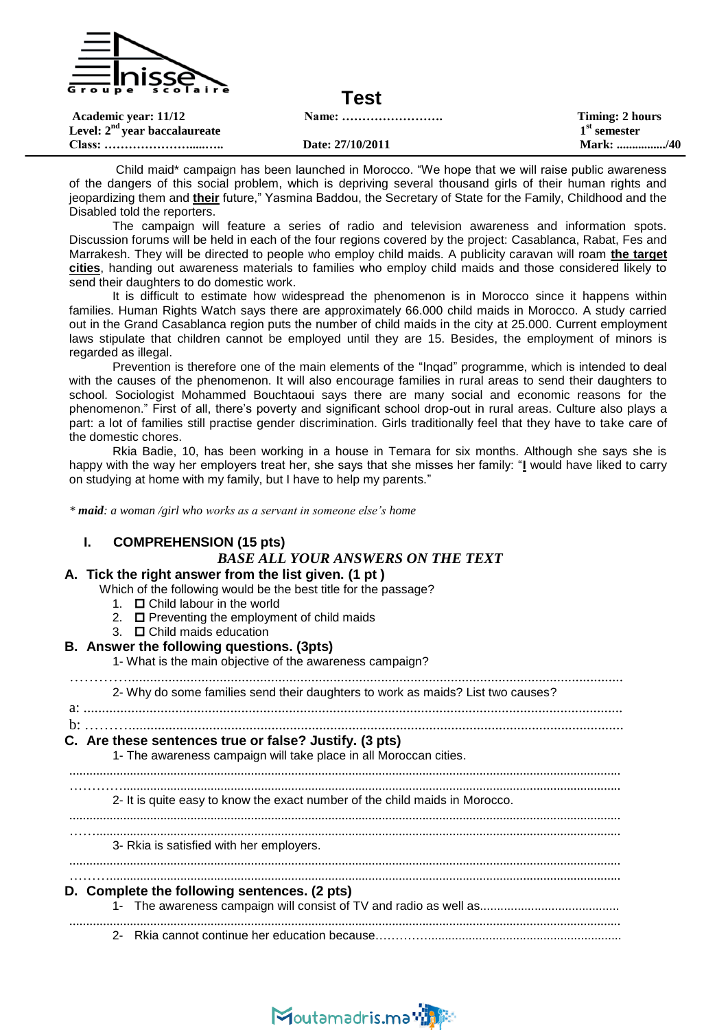# Test

| Academic year: 11/12 | Name: ……………………. | Timing: 2 hours |
|---|---|---|
| Level: 2nd year baccalaureate | | 1st semester |
| Class: ………………….....….. | Date: 27/10/2011 | Mark: ................/40 |

Child maid* campaign has been launched in Morocco. "We hope that we will raise public awareness of the dangers of this social problem, which is depriving several thousand girls of their human rights and jeopardizing them and **their** future," Yasmina Baddou, the Secretary of State for the Family, Childhood and the Disabled told the reporters.

The campaign will feature a series of radio and television awareness and information spots. Discussion forums will be held in each of the four regions covered by the project: Casablanca, Rabat, Fes and Marrakesh. They will be directed to people who employ child maids. A publicity caravan will roam **the target cities**, handing out awareness materials to families who employ child maids and those considered likely to send their daughters to do domestic work.

It is difficult to estimate how widespread the phenomenon is in Morocco since it happens within families. Human Rights Watch says there are approximately 66.000 child maids in Morocco. A study carried out in the Grand Casablanca region puts the number of child maids in the city at 25.000. Current employment laws stipulate that children cannot be employed until they are 15. Besides, the employment of minors is regarded as illegal.

Prevention is therefore one of the main elements of the "Inqad" programme, which is intended to deal with the causes of the phenomenon. It will also encourage families in rural areas to send their daughters to school. Sociologist Mohammed Bouchtaoui says there are many social and economic reasons for the phenomenon." First of all, there's poverty and significant school drop-out in rural areas. Culture also plays a part: a lot of families still practise gender discrimination. Girls traditionally feel that they have to take care of the domestic chores.

Rkia Badie, 10, has been working in a house in Temara for six months. Although she says she is happy with the way her employers treat her, she says that she misses her family: "**I** would have liked to carry on studying at home with my family, but I have to help my parents."

*\* **maid**: a woman /girl who works as a servant in someone else's home*

## I. COMPREHENSION (15 pts)

***BASE ALL YOUR ANSWERS ON THE TEXT***

### A. Tick the right answer from the list given. (1 pt )

Which of the following would be the best title for the passage?

1. ☐ Child labour in the world
2. ☐ Preventing the employment of child maids
3. ☐ Child maids education

### B. Answer the following questions. (3pts)

1- What is the main objective of the awareness campaign?

…………..........................................................................................................................................

2- Why do some families send their daughters to work as maids? List two causes?

a: ....................................................................................................................................................

b: ………..........................................................................................................................................

### C. Are these sentences true or false? Justify. (3 pts)

1- The awareness campaign will take place in all Moroccan cities.

...................................................................................................................................................

………….......................................................................................................................................

2- It is quite easy to know the exact number of the child maids in Morocco.

...................................................................................................................................................

……..............................................................................................................................................

3- Rkia is satisfied with her employers.

...................................................................................................................................................

………...........................................................................................................................................

### D. Complete the following sentences. (2 pts)

1- The awareness campaign will consist of TV and radio as well as.........................................

...................................................................................................................................................

2- Rkia cannot continue her education because………….........................................................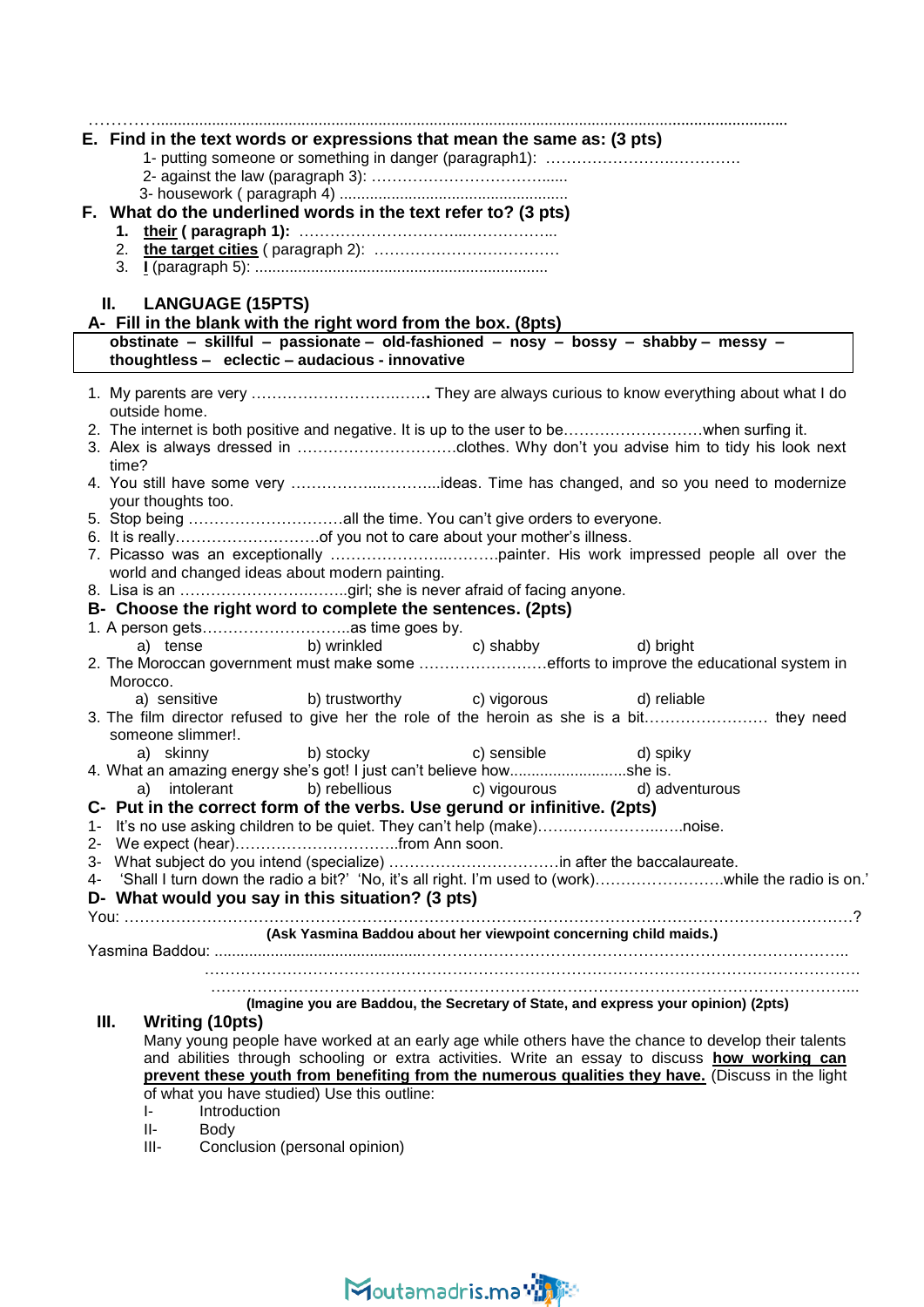…………………………………………………………………………………………………………………………

## E. Find in the text words or expressions that mean the same as: (3 pts)

1- putting someone or something in danger (paragraph1): ……………………………………

2- against the law (paragraph 3): ………………………………….

3- housework ( paragraph 4) ………………………………………………

## F. What do the underlined words in the text refer to? (3 pts)

1. **<u>their</u> ( paragraph 1):** ……………………………………………….
2. **<u>the target cities</u>** ( paragraph 2): ………………………………
3. **<u>I</u>** (paragraph 5): ……………………………………………………………

## II. LANGUAGE (15PTS)

### A- Fill in the blank with the right word from the box. (8pts)

| |
|---|
| **obstinate – skillful – passionate – old-fashioned – nosy – bossy – shabby – messy – thoughtless – eclectic – audacious - innovative** |

1. My parents are very ……………………………. They are always curious to know everything about what I do outside home.
2. The internet is both positive and negative. It is up to the user to be………………………when surfing it.
3. Alex is always dressed in …………………………clothes. Why don't you advise him to tidy his look next time?
4. You still have some very ……………..………..ideas. Time has changed, and so you need to modernize your thoughts too.
5. Stop being …………………………all the time. You can't give orders to everyone.
6. It is really………………………..of you not to care about your mother's illness.
7. Picasso was an exceptionally ……………………..……….painter. His work impressed people all over the world and changed ideas about modern painting.
8. Lisa is an ……………………….…..girl; she is never afraid of facing anyone.

### B- Choose the right word to complete the sentences. (2pts)

1. A person gets………………………..as time goes by.
   a) tense  b) wrinkled  c) shabby  d) bright
2. The Moroccan government must make some ……………………efforts to improve the educational system in Morocco.
   a) sensitive  b) trustworthy  c) vigorous  d) reliable
3. The film director refused to give her the role of the heroin as she is a bit…………………… they need someone slimmer!.
   a) skinny  b) stocky  c) sensible  d) spiky
4. What an amazing energy she's got! I just can't believe how.........................she is.
   a) intolerant  b) rebellious  c) vigourous  d) adventurous

### C- Put in the correct form of the verbs. Use gerund or infinitive. (2pts)

1- It's no use asking children to be quiet. They can't help (make)……….…………..…..noise.

2- We expect (hear)………………………….from Ann soon.

3- What subject do you intend (specialize) ……………………………in after the baccalaureate.

4- 'Shall I turn down the radio a bit?' 'No, it's all right. I'm used to (work)……………………while the radio is on.'

### D- What would you say in this situation? (3 pts)

You: …………………………………………………………………………………………………………………?

**(Ask Yasmina Baddou about her viewpoint concerning child maids.)**

Yasmina Baddou: ……………………………………………………………………………………………………..

…………………………………………………………………………………………………………

…………………………………………………………………………………………………………

**(Imagine you are Baddou, the Secretary of State, and express your opinion) (2pts)**

## III. Writing (10pts)

Many young people have worked at an early age while others have the chance to develop their talents and abilities through schooling or extra activities. Write an essay to discuss **<u>how working can prevent these youth from benefiting from the numerous qualities they have.</u>** (Discuss in the light of what you have studied) Use this outline:

I- Introduction

II- Body

III- Conclusion (personal opinion)